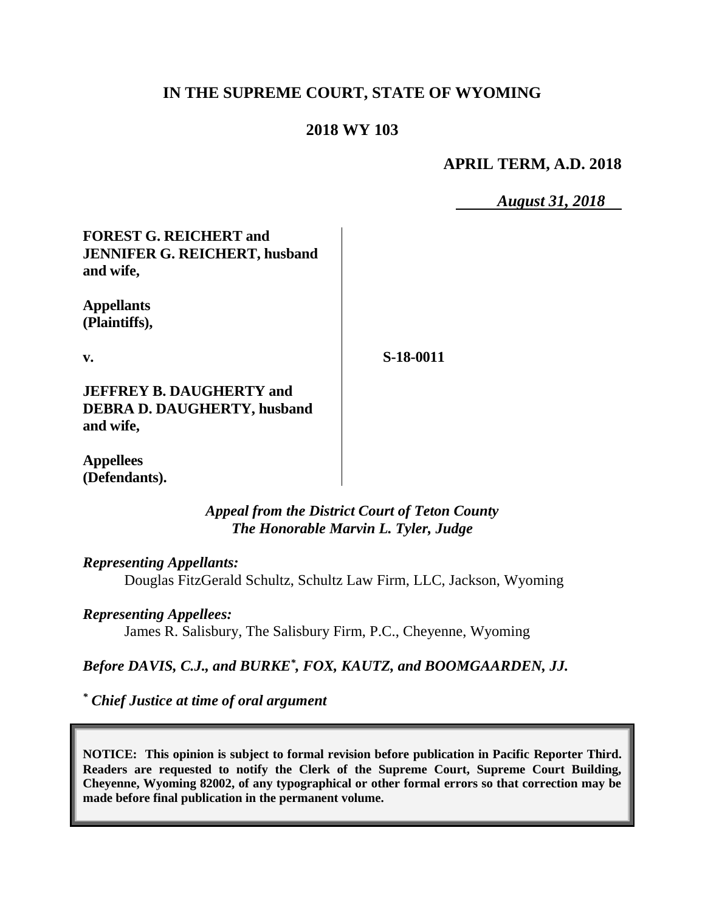# IN THE SUPREME COURT, STATE OF WYOMING

## 2018 WY 103

**APRIL TERM, A.D. 2018**

***August 31, 2018***

| | |
|---|---|
| **FOREST G. REICHERT and JENNIFER G. REICHERT, husband and wife,** | |
| **Appellants (Plaintiffs),** | |
| **v.** | **S-18-0011** |
| **JEFFREY B. DAUGHERTY and DEBRA D. DAUGHERTY, husband and wife,** | |
| **Appellees (Defendants).** | |

*Appeal from the District Court of Teton County*
*The Honorable Marvin L. Tyler, Judge*

*Representing Appellants:*
Douglas FitzGerald Schultz, Schultz Law Firm, LLC, Jackson, Wyoming

*Representing Appellees:*
James R. Salisbury, The Salisbury Firm, P.C., Cheyenne, Wyoming

***Before DAVIS, C.J., and BURKE\*, FOX, KAUTZ, and BOOMGAARDEN, JJ.***

*\* Chief Justice at time of oral argument*

**NOTICE: This opinion is subject to formal revision before publication in Pacific Reporter Third. Readers are requested to notify the Clerk of the Supreme Court, Supreme Court Building, Cheyenne, Wyoming 82002, of any typographical or other formal errors so that correction may be made before final publication in the permanent volume.**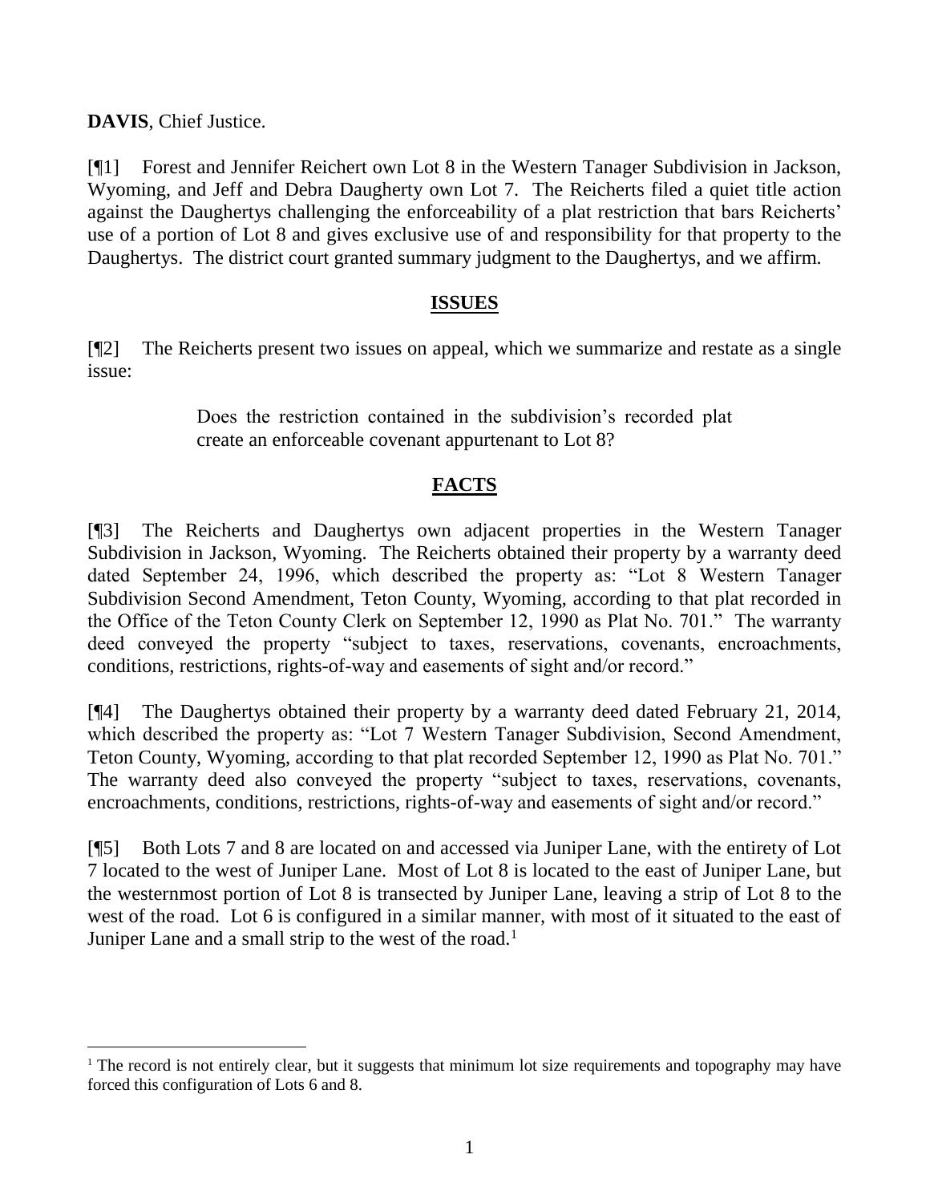**DAVIS**, Chief Justice.

[¶1] Forest and Jennifer Reichert own Lot 8 in the Western Tanager Subdivision in Jackson, Wyoming, and Jeff and Debra Daugherty own Lot 7. The Reicherts filed a quiet title action against the Daughertys challenging the enforceability of a plat restriction that bars Reicherts' use of a portion of Lot 8 and gives exclusive use of and responsibility for that property to the Daughertys. The district court granted summary judgment to the Daughertys, and we affirm.

## ISSUES

[¶2] The Reicherts present two issues on appeal, which we summarize and restate as a single issue:

> Does the restriction contained in the subdivision's recorded plat create an enforceable covenant appurtenant to Lot 8?

## FACTS

[¶3] The Reicherts and Daughertys own adjacent properties in the Western Tanager Subdivision in Jackson, Wyoming. The Reicherts obtained their property by a warranty deed dated September 24, 1996, which described the property as: "Lot 8 Western Tanager Subdivision Second Amendment, Teton County, Wyoming, according to that plat recorded in the Office of the Teton County Clerk on September 12, 1990 as Plat No. 701." The warranty deed conveyed the property "subject to taxes, reservations, covenants, encroachments, conditions, restrictions, rights-of-way and easements of sight and/or record."

[¶4] The Daughertys obtained their property by a warranty deed dated February 21, 2014, which described the property as: "Lot 7 Western Tanager Subdivision, Second Amendment, Teton County, Wyoming, according to that plat recorded September 12, 1990 as Plat No. 701." The warranty deed also conveyed the property "subject to taxes, reservations, covenants, encroachments, conditions, restrictions, rights-of-way and easements of sight and/or record."

[¶5] Both Lots 7 and 8 are located on and accessed via Juniper Lane, with the entirety of Lot 7 located to the west of Juniper Lane. Most of Lot 8 is located to the east of Juniper Lane, but the westernmost portion of Lot 8 is transected by Juniper Lane, leaving a strip of Lot 8 to the west of the road. Lot 6 is configured in a similar manner, with most of it situated to the east of Juniper Lane and a small strip to the west of the road.[1]

---

[1] The record is not entirely clear, but it suggests that minimum lot size requirements and topography may have forced this configuration of Lots 6 and 8.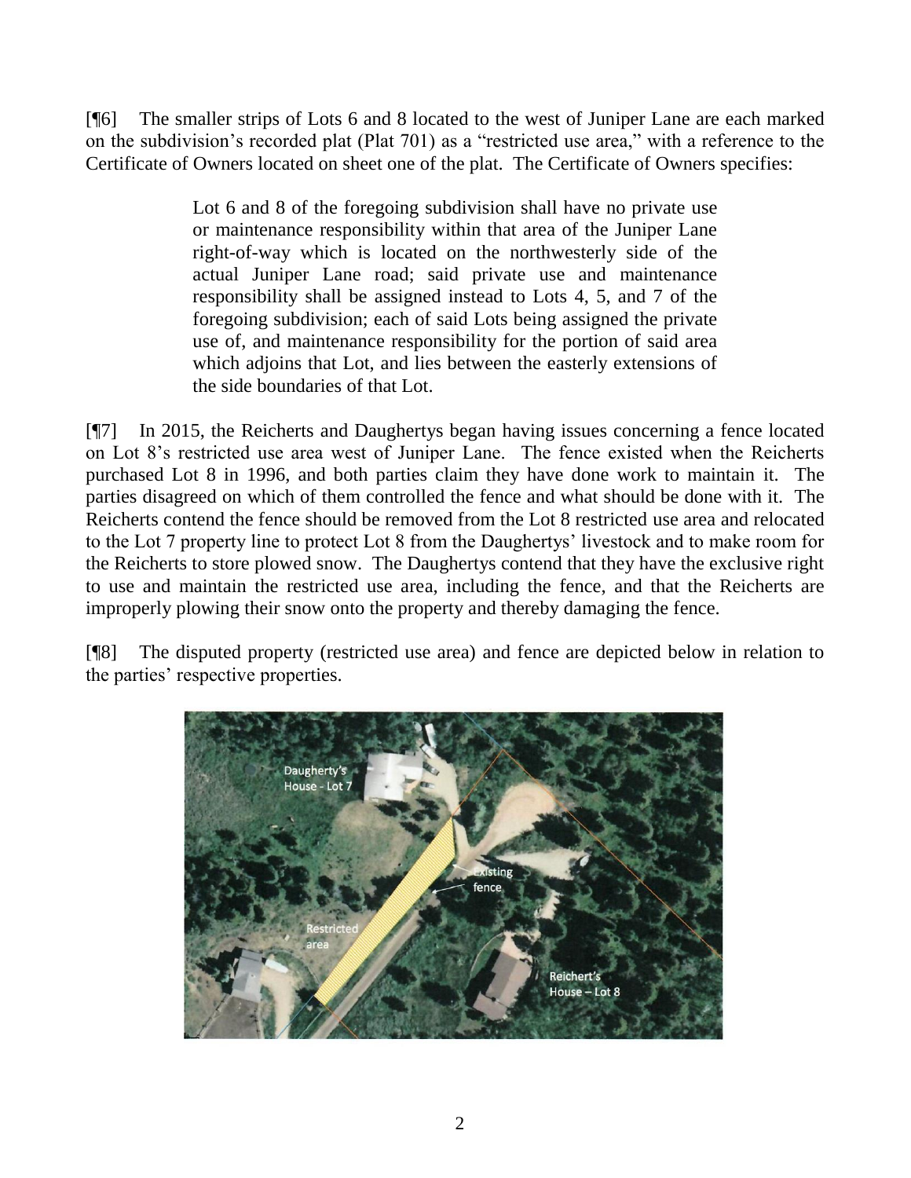[¶6] The smaller strips of Lots 6 and 8 located to the west of Juniper Lane are each marked on the subdivision's recorded plat (Plat 701) as a "restricted use area," with a reference to the Certificate of Owners located on sheet one of the plat. The Certificate of Owners specifies:

> Lot 6 and 8 of the foregoing subdivision shall have no private use or maintenance responsibility within that area of the Juniper Lane right-of-way which is located on the northwesterly side of the actual Juniper Lane road; said private use and maintenance responsibility shall be assigned instead to Lots 4, 5, and 7 of the foregoing subdivision; each of said Lots being assigned the private use of, and maintenance responsibility for the portion of said area which adjoins that Lot, and lies between the easterly extensions of the side boundaries of that Lot.

[¶7] In 2015, the Reicherts and Daughertys began having issues concerning a fence located on Lot 8's restricted use area west of Juniper Lane. The fence existed when the Reicherts purchased Lot 8 in 1996, and both parties claim they have done work to maintain it. The parties disagreed on which of them controlled the fence and what should be done with it. The Reicherts contend the fence should be removed from the Lot 8 restricted use area and relocated to the Lot 7 property line to protect Lot 8 from the Daughertys' livestock and to make room for the Reicherts to store plowed snow. The Daughertys contend that they have the exclusive right to use and maintain the restricted use area, including the fence, and that the Reicherts are improperly plowing their snow onto the property and thereby damaging the fence.

[¶8] The disputed property (restricted use area) and fence are depicted below in relation to the parties' respective properties.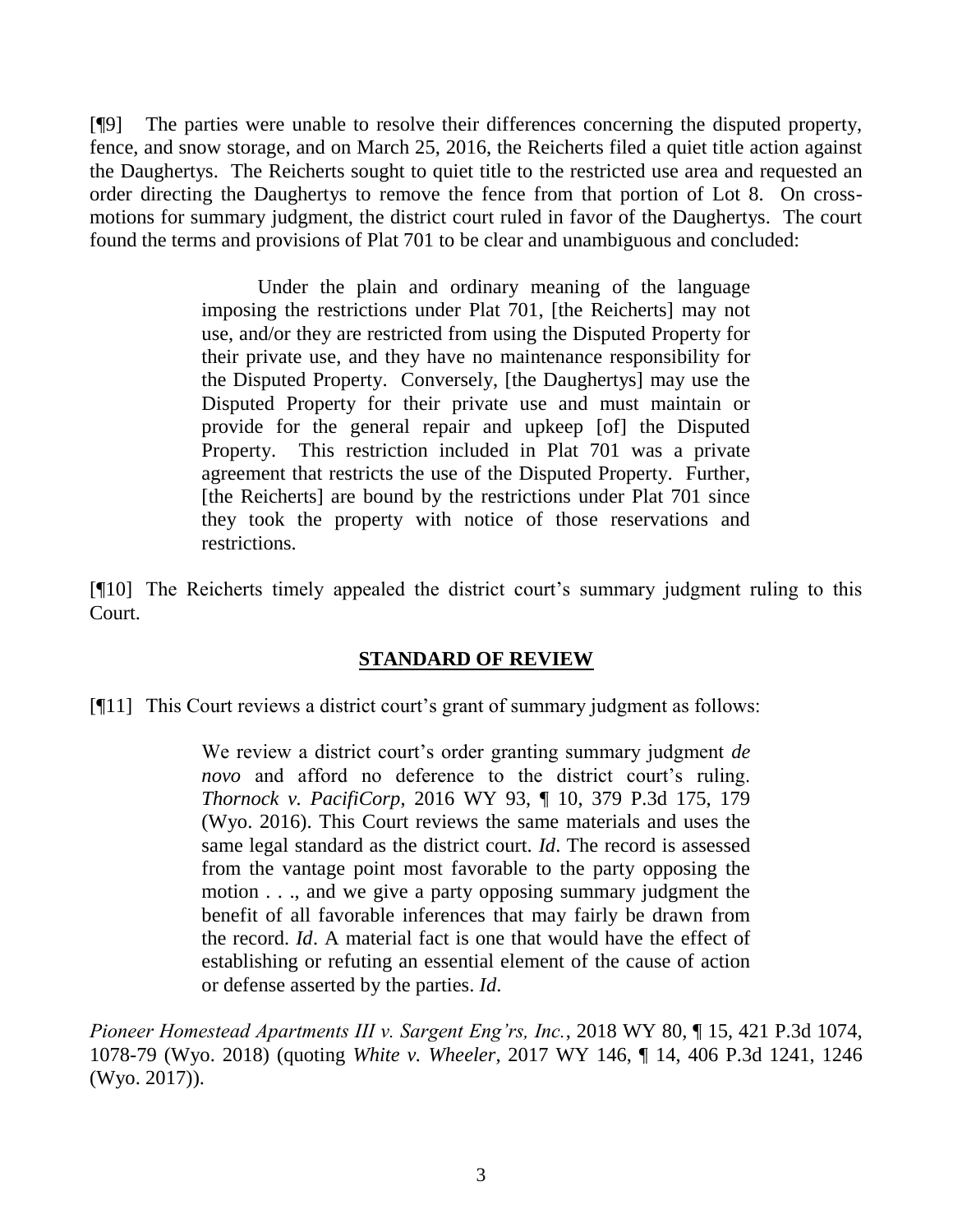[¶9] The parties were unable to resolve their differences concerning the disputed property, fence, and snow storage, and on March 25, 2016, the Reicherts filed a quiet title action against the Daughertys. The Reicherts sought to quiet title to the restricted use area and requested an order directing the Daughertys to remove the fence from that portion of Lot 8. On cross-motions for summary judgment, the district court ruled in favor of the Daughertys. The court found the terms and provisions of Plat 701 to be clear and unambiguous and concluded:

> Under the plain and ordinary meaning of the language imposing the restrictions under Plat 701, [the Reicherts] may not use, and/or they are restricted from using the Disputed Property for their private use, and they have no maintenance responsibility for the Disputed Property. Conversely, [the Daughertys] may use the Disputed Property for their private use and must maintain or provide for the general repair and upkeep [of] the Disputed Property. This restriction included in Plat 701 was a private agreement that restricts the use of the Disputed Property. Further, [the Reicherts] are bound by the restrictions under Plat 701 since they took the property with notice of those reservations and restrictions.

[¶10] The Reicherts timely appealed the district court's summary judgment ruling to this Court.

## STANDARD OF REVIEW

[¶11] This Court reviews a district court's grant of summary judgment as follows:

> We review a district court's order granting summary judgment *de novo* and afford no deference to the district court's ruling. *Thornock v. PacifiCorp*, 2016 WY 93, ¶ 10, 379 P.3d 175, 179 (Wyo. 2016). This Court reviews the same materials and uses the same legal standard as the district court. *Id*. The record is assessed from the vantage point most favorable to the party opposing the motion . . ., and we give a party opposing summary judgment the benefit of all favorable inferences that may fairly be drawn from the record. *Id*. A material fact is one that would have the effect of establishing or refuting an essential element of the cause of action or defense asserted by the parties. *Id*.

*Pioneer Homestead Apartments III v. Sargent Eng'rs, Inc.*, 2018 WY 80, ¶ 15, 421 P.3d 1074, 1078-79 (Wyo. 2018) (quoting *White v. Wheeler*, 2017 WY 146, ¶ 14, 406 P.3d 1241, 1246 (Wyo. 2017)).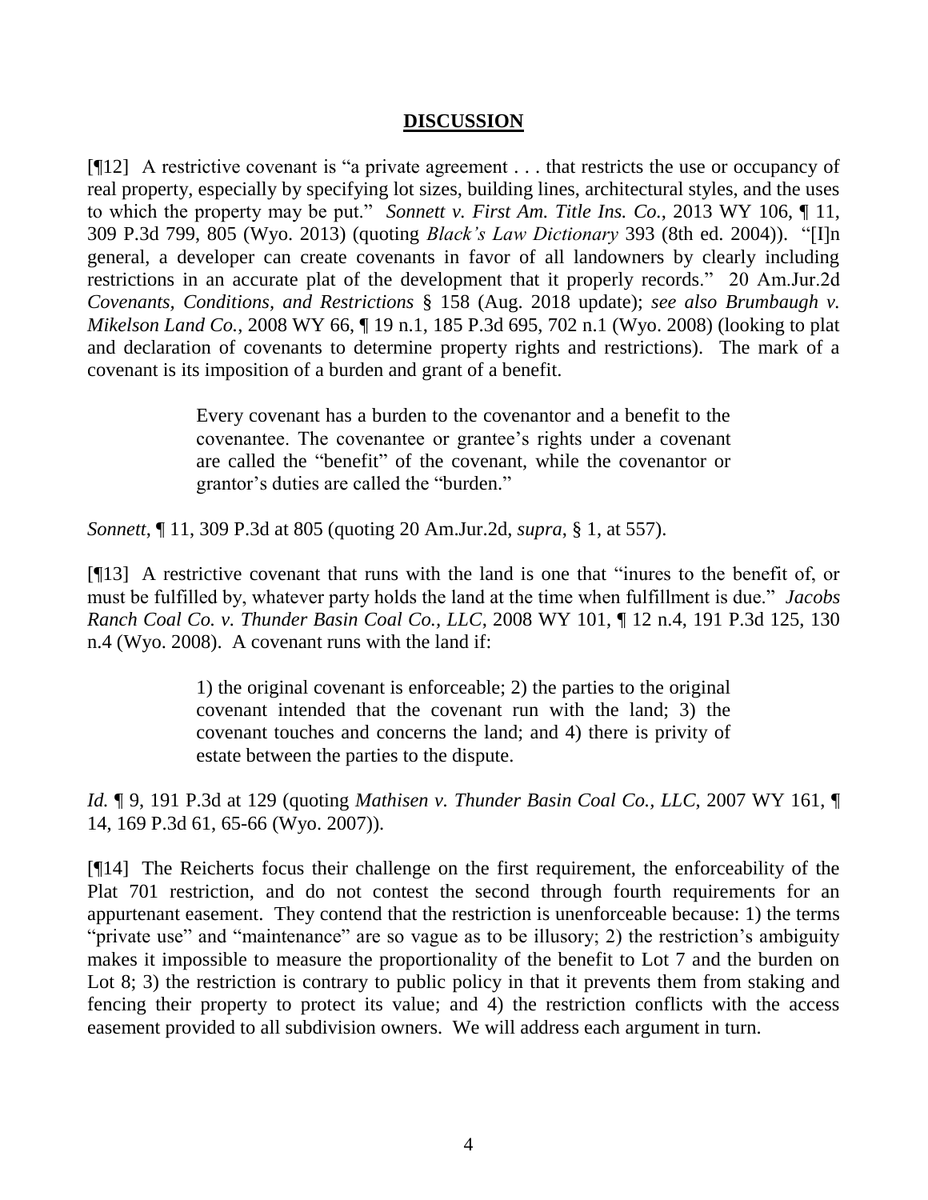## DISCUSSION

[¶12] A restrictive covenant is "a private agreement . . . that restricts the use or occupancy of real property, especially by specifying lot sizes, building lines, architectural styles, and the uses to which the property may be put." *Sonnett v. First Am. Title Ins. Co.*, 2013 WY 106, ¶ 11, 309 P.3d 799, 805 (Wyo. 2013) (quoting *Black's Law Dictionary* 393 (8th ed. 2004)). "[I]n general, a developer can create covenants in favor of all landowners by clearly including restrictions in an accurate plat of the development that it properly records." 20 Am.Jur.2d *Covenants, Conditions, and Restrictions* § 158 (Aug. 2018 update); *see also Brumbaugh v. Mikelson Land Co.*, 2008 WY 66, ¶ 19 n.1, 185 P.3d 695, 702 n.1 (Wyo. 2008) (looking to plat and declaration of covenants to determine property rights and restrictions). The mark of a covenant is its imposition of a burden and grant of a benefit.

> Every covenant has a burden to the covenantor and a benefit to the covenantee. The covenantee or grantee's rights under a covenant are called the "benefit" of the covenant, while the covenantor or grantor's duties are called the "burden."

*Sonnett*, ¶ 11, 309 P.3d at 805 (quoting 20 Am.Jur.2d, *supra*, § 1, at 557).

[¶13] A restrictive covenant that runs with the land is one that "inures to the benefit of, or must be fulfilled by, whatever party holds the land at the time when fulfillment is due." *Jacobs Ranch Coal Co. v. Thunder Basin Coal Co., LLC*, 2008 WY 101, ¶ 12 n.4, 191 P.3d 125, 130 n.4 (Wyo. 2008). A covenant runs with the land if:

> 1) the original covenant is enforceable; 2) the parties to the original covenant intended that the covenant run with the land; 3) the covenant touches and concerns the land; and 4) there is privity of estate between the parties to the dispute.

*Id.* ¶ 9, 191 P.3d at 129 (quoting *Mathisen v. Thunder Basin Coal Co., LLC*, 2007 WY 161, ¶ 14, 169 P.3d 61, 65-66 (Wyo. 2007)).

[¶14] The Reicherts focus their challenge on the first requirement, the enforceability of the Plat 701 restriction, and do not contest the second through fourth requirements for an appurtenant easement. They contend that the restriction is unenforceable because: 1) the terms "private use" and "maintenance" are so vague as to be illusory; 2) the restriction's ambiguity makes it impossible to measure the proportionality of the benefit to Lot 7 and the burden on Lot 8; 3) the restriction is contrary to public policy in that it prevents them from staking and fencing their property to protect its value; and 4) the restriction conflicts with the access easement provided to all subdivision owners. We will address each argument in turn.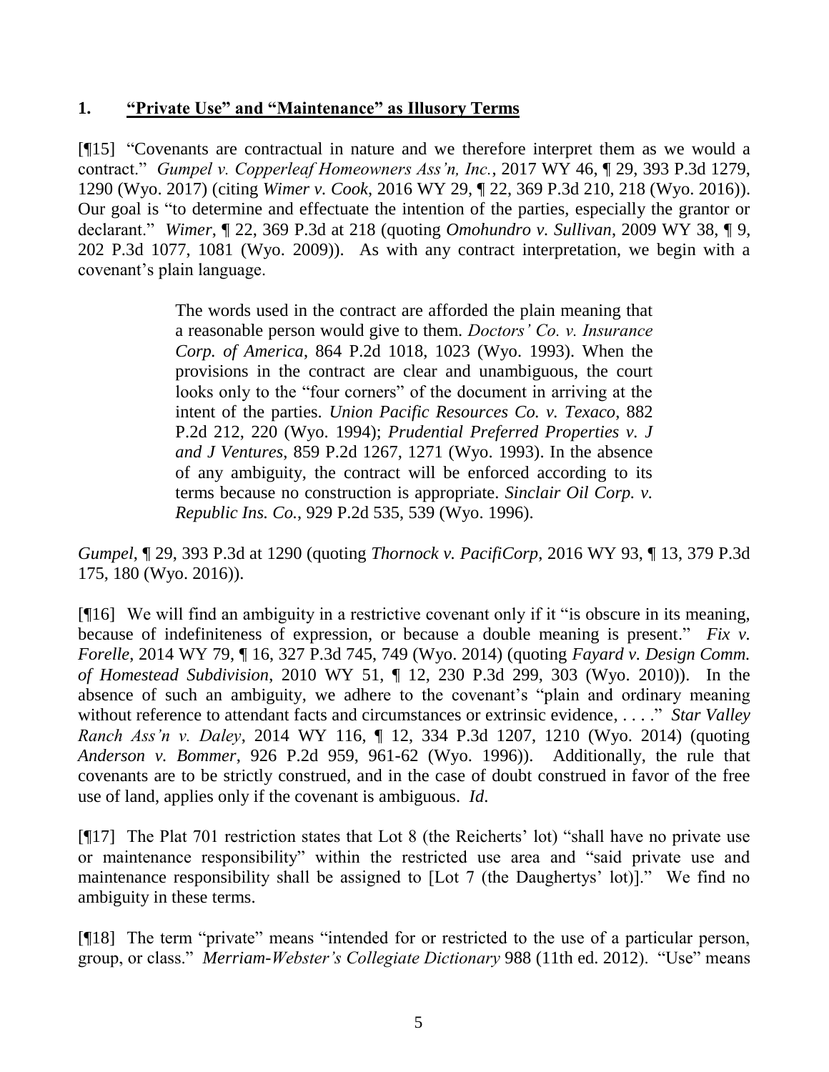## 1. **"Private Use" and "Maintenance" as Illusory Terms**

[¶15] "Covenants are contractual in nature and we therefore interpret them as we would a contract." *Gumpel v. Copperleaf Homeowners Ass'n, Inc.*, 2017 WY 46, ¶ 29, 393 P.3d 1279, 1290 (Wyo. 2017) (citing *Wimer v. Cook*, 2016 WY 29, ¶ 22, 369 P.3d 210, 218 (Wyo. 2016)). Our goal is "to determine and effectuate the intention of the parties, especially the grantor or declarant." *Wimer*, ¶ 22, 369 P.3d at 218 (quoting *Omohundro v. Sullivan*, 2009 WY 38, ¶ 9, 202 P.3d 1077, 1081 (Wyo. 2009)). As with any contract interpretation, we begin with a covenant's plain language.

> The words used in the contract are afforded the plain meaning that a reasonable person would give to them. *Doctors' Co. v. Insurance Corp. of America*, 864 P.2d 1018, 1023 (Wyo. 1993). When the provisions in the contract are clear and unambiguous, the court looks only to the "four corners" of the document in arriving at the intent of the parties. *Union Pacific Resources Co. v. Texaco*, 882 P.2d 212, 220 (Wyo. 1994); *Prudential Preferred Properties v. J and J Ventures*, 859 P.2d 1267, 1271 (Wyo. 1993). In the absence of any ambiguity, the contract will be enforced according to its terms because no construction is appropriate. *Sinclair Oil Corp. v. Republic Ins. Co.*, 929 P.2d 535, 539 (Wyo. 1996).

*Gumpel*, ¶ 29, 393 P.3d at 1290 (quoting *Thornock v. PacifiCorp*, 2016 WY 93, ¶ 13, 379 P.3d 175, 180 (Wyo. 2016)).

[¶16] We will find an ambiguity in a restrictive covenant only if it "is obscure in its meaning, because of indefiniteness of expression, or because a double meaning is present." *Fix v. Forelle*, 2014 WY 79, ¶ 16, 327 P.3d 745, 749 (Wyo. 2014) (quoting *Fayard v. Design Comm. of Homestead Subdivision*, 2010 WY 51, ¶ 12, 230 P.3d 299, 303 (Wyo. 2010)). In the absence of such an ambiguity, we adhere to the covenant's "plain and ordinary meaning without reference to attendant facts and circumstances or extrinsic evidence, . . . ." *Star Valley Ranch Ass'n v. Daley*, 2014 WY 116, ¶ 12, 334 P.3d 1207, 1210 (Wyo. 2014) (quoting *Anderson v. Bommer*, 926 P.2d 959, 961-62 (Wyo. 1996)). Additionally, the rule that covenants are to be strictly construed, and in the case of doubt construed in favor of the free use of land, applies only if the covenant is ambiguous. *Id*.

[¶17] The Plat 701 restriction states that Lot 8 (the Reicherts' lot) "shall have no private use or maintenance responsibility" within the restricted use area and "said private use and maintenance responsibility shall be assigned to [Lot 7 (the Daughertys' lot)]." We find no ambiguity in these terms.

[¶18] The term "private" means "intended for or restricted to the use of a particular person, group, or class." *Merriam-Webster's Collegiate Dictionary* 988 (11th ed. 2012). "Use" means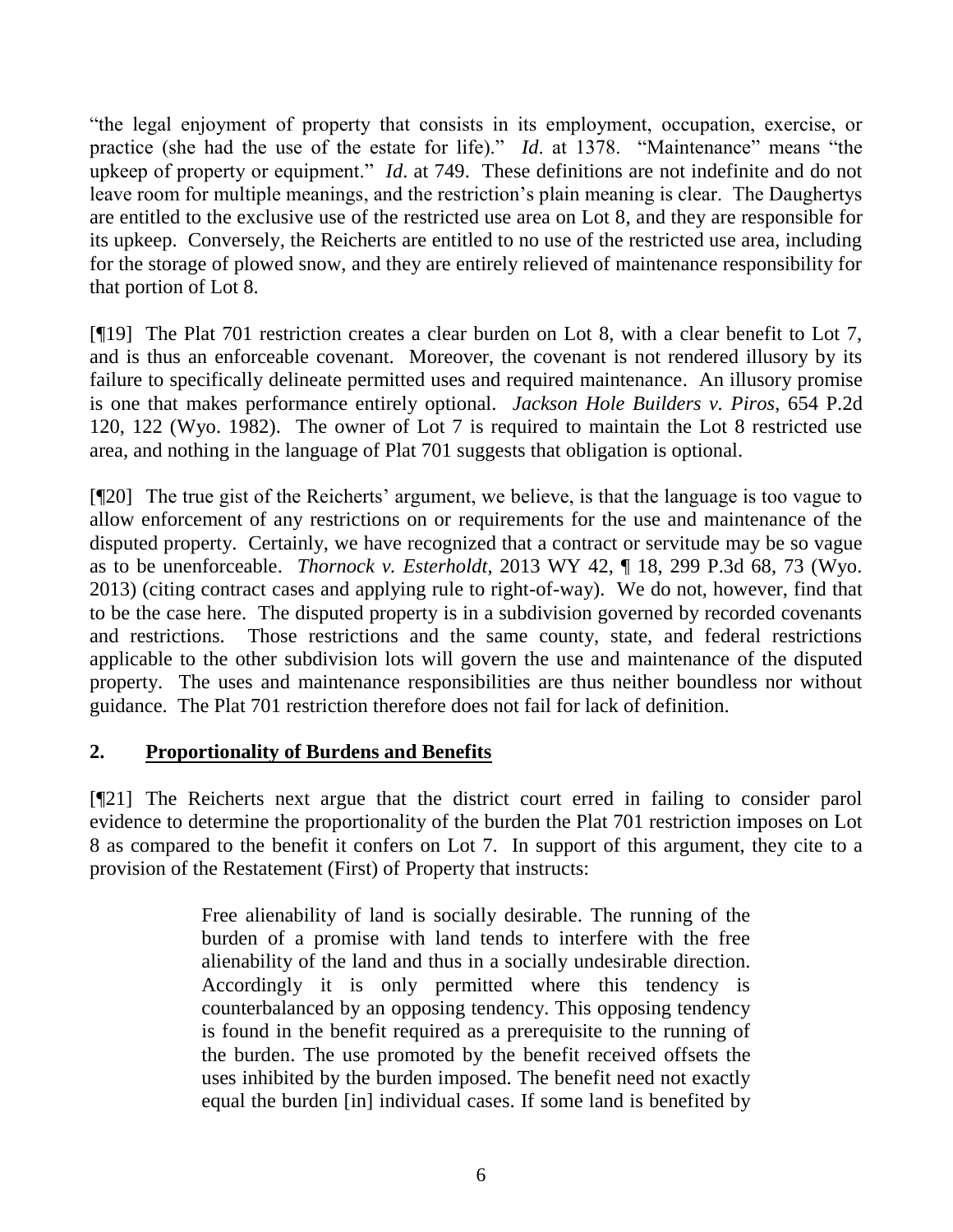"the legal enjoyment of property that consists in its employment, occupation, exercise, or practice (she had the use of the estate for life)." *Id*. at 1378. "Maintenance" means "the upkeep of property or equipment." *Id*. at 749. These definitions are not indefinite and do not leave room for multiple meanings, and the restriction's plain meaning is clear. The Daughertys are entitled to the exclusive use of the restricted use area on Lot 8, and they are responsible for its upkeep. Conversely, the Reicherts are entitled to no use of the restricted use area, including for the storage of plowed snow, and they are entirely relieved of maintenance responsibility for that portion of Lot 8.

[¶19] The Plat 701 restriction creates a clear burden on Lot 8, with a clear benefit to Lot 7, and is thus an enforceable covenant. Moreover, the covenant is not rendered illusory by its failure to specifically delineate permitted uses and required maintenance. An illusory promise is one that makes performance entirely optional. *Jackson Hole Builders v. Piros*, 654 P.2d 120, 122 (Wyo. 1982). The owner of Lot 7 is required to maintain the Lot 8 restricted use area, and nothing in the language of Plat 701 suggests that obligation is optional.

[¶20] The true gist of the Reicherts' argument, we believe, is that the language is too vague to allow enforcement of any restrictions on or requirements for the use and maintenance of the disputed property. Certainly, we have recognized that a contract or servitude may be so vague as to be unenforceable. *Thornock v. Esterholdt*, 2013 WY 42, ¶ 18, 299 P.3d 68, 73 (Wyo. 2013) (citing contract cases and applying rule to right-of-way). We do not, however, find that to be the case here. The disputed property is in a subdivision governed by recorded covenants and restrictions. Those restrictions and the same county, state, and federal restrictions applicable to the other subdivision lots will govern the use and maintenance of the disputed property. The uses and maintenance responsibilities are thus neither boundless nor without guidance. The Plat 701 restriction therefore does not fail for lack of definition.

## 2. Proportionality of Burdens and Benefits

[¶21] The Reicherts next argue that the district court erred in failing to consider parol evidence to determine the proportionality of the burden the Plat 701 restriction imposes on Lot 8 as compared to the benefit it confers on Lot 7. In support of this argument, they cite to a provision of the Restatement (First) of Property that instructs:

> Free alienability of land is socially desirable. The running of the burden of a promise with land tends to interfere with the free alienability of the land and thus in a socially undesirable direction. Accordingly it is only permitted where this tendency is counterbalanced by an opposing tendency. This opposing tendency is found in the benefit required as a prerequisite to the running of the burden. The use promoted by the benefit received offsets the uses inhibited by the burden imposed. The benefit need not exactly equal the burden [in] individual cases. If some land is benefited by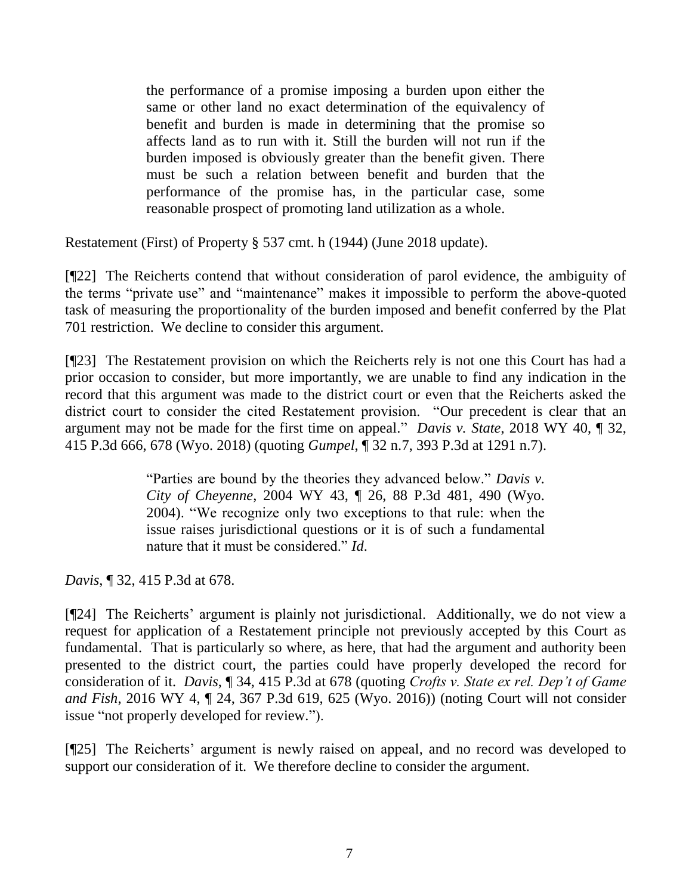> the performance of a promise imposing a burden upon either the same or other land no exact determination of the equivalency of benefit and burden is made in determining that the promise so affects land as to run with it. Still the burden will not run if the burden imposed is obviously greater than the benefit given. There must be such a relation between benefit and burden that the performance of the promise has, in the particular case, some reasonable prospect of promoting land utilization as a whole.

Restatement (First) of Property § 537 cmt. h (1944) (June 2018 update).

[¶22] The Reicherts contend that without consideration of parol evidence, the ambiguity of the terms "private use" and "maintenance" makes it impossible to perform the above-quoted task of measuring the proportionality of the burden imposed and benefit conferred by the Plat 701 restriction. We decline to consider this argument.

[¶23] The Restatement provision on which the Reicherts rely is not one this Court has had a prior occasion to consider, but more importantly, we are unable to find any indication in the record that this argument was made to the district court or even that the Reicherts asked the district court to consider the cited Restatement provision. "Our precedent is clear that an argument may not be made for the first time on appeal." *Davis v. State*, 2018 WY 40, ¶ 32, 415 P.3d 666, 678 (Wyo. 2018) (quoting *Gumpel*, ¶ 32 n.7, 393 P.3d at 1291 n.7).

> "Parties are bound by the theories they advanced below." *Davis v. City of Cheyenne*, 2004 WY 43, ¶ 26, 88 P.3d 481, 490 (Wyo. 2004). "We recognize only two exceptions to that rule: when the issue raises jurisdictional questions or it is of such a fundamental nature that it must be considered." *Id*.

*Davis*, ¶ 32, 415 P.3d at 678.

[¶24] The Reicherts' argument is plainly not jurisdictional. Additionally, we do not view a request for application of a Restatement principle not previously accepted by this Court as fundamental. That is particularly so where, as here, that had the argument and authority been presented to the district court, the parties could have properly developed the record for consideration of it. *Davis*, ¶ 34, 415 P.3d at 678 (quoting *Crofts v. State ex rel. Dep't of Game and Fish*, 2016 WY 4, ¶ 24, 367 P.3d 619, 625 (Wyo. 2016)) (noting Court will not consider issue "not properly developed for review.").

[¶25] The Reicherts' argument is newly raised on appeal, and no record was developed to support our consideration of it. We therefore decline to consider the argument.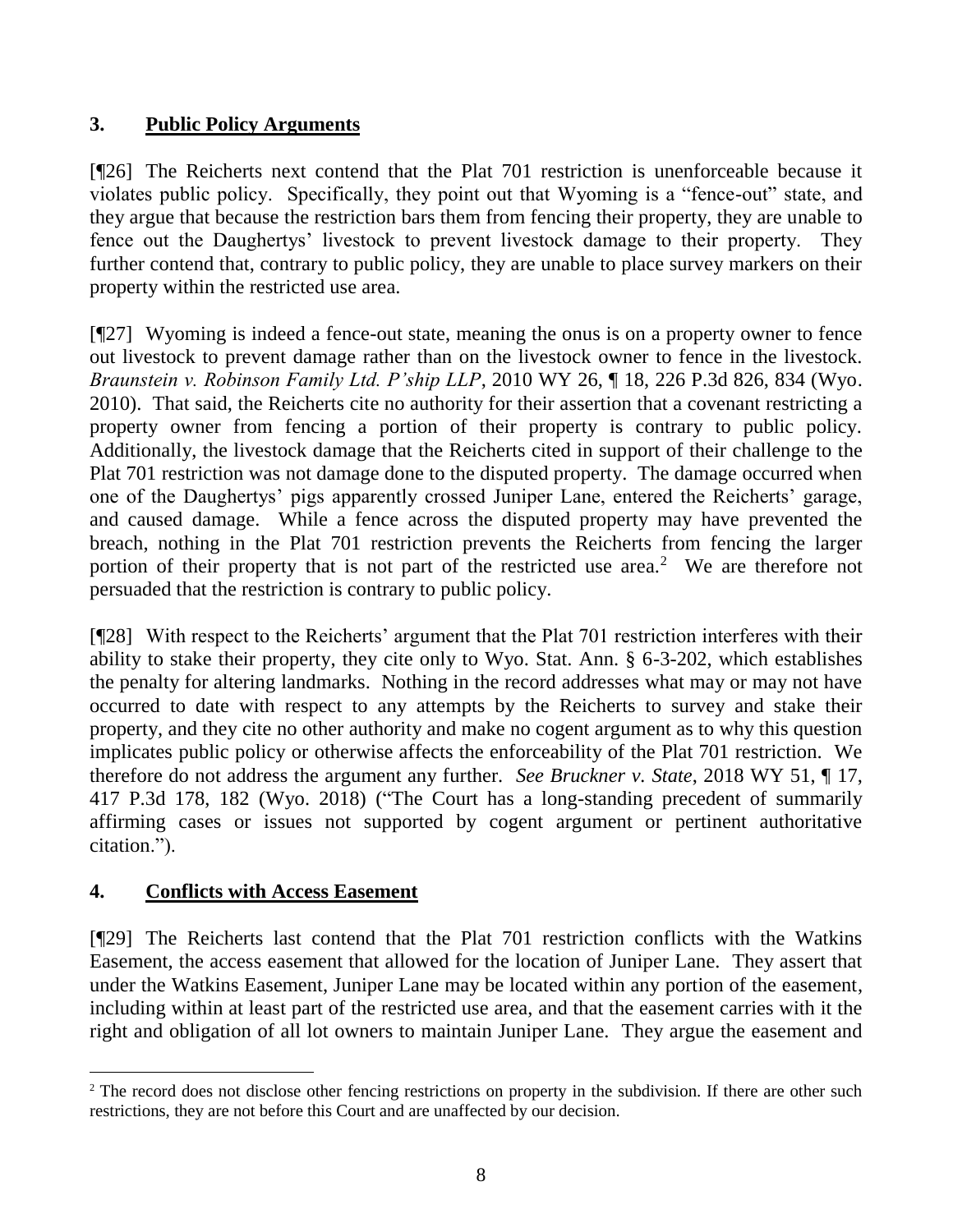### 3. **Public Policy Arguments**

[¶26] The Reicherts next contend that the Plat 701 restriction is unenforceable because it violates public policy. Specifically, they point out that Wyoming is a "fence-out" state, and they argue that because the restriction bars them from fencing their property, they are unable to fence out the Daughertys' livestock to prevent livestock damage to their property. They further contend that, contrary to public policy, they are unable to place survey markers on their property within the restricted use area.

[¶27] Wyoming is indeed a fence-out state, meaning the onus is on a property owner to fence out livestock to prevent damage rather than on the livestock owner to fence in the livestock. *Braunstein v. Robinson Family Ltd. P'ship LLP*, 2010 WY 26, ¶ 18, 226 P.3d 826, 834 (Wyo. 2010). That said, the Reicherts cite no authority for their assertion that a covenant restricting a property owner from fencing a portion of their property is contrary to public policy. Additionally, the livestock damage that the Reicherts cited in support of their challenge to the Plat 701 restriction was not damage done to the disputed property. The damage occurred when one of the Daughertys' pigs apparently crossed Juniper Lane, entered the Reicherts' garage, and caused damage. While a fence across the disputed property may have prevented the breach, nothing in the Plat 701 restriction prevents the Reicherts from fencing the larger portion of their property that is not part of the restricted use area.[2] We are therefore not persuaded that the restriction is contrary to public policy.

[¶28] With respect to the Reicherts' argument that the Plat 701 restriction interferes with their ability to stake their property, they cite only to Wyo. Stat. Ann. § 6-3-202, which establishes the penalty for altering landmarks. Nothing in the record addresses what may or may not have occurred to date with respect to any attempts by the Reicherts to survey and stake their property, and they cite no other authority and make no cogent argument as to why this question implicates public policy or otherwise affects the enforceability of the Plat 701 restriction. We therefore do not address the argument any further. *See Bruckner v. State*, 2018 WY 51, ¶ 17, 417 P.3d 178, 182 (Wyo. 2018) ("The Court has a long-standing precedent of summarily affirming cases or issues not supported by cogent argument or pertinent authoritative citation.").

### 4. **Conflicts with Access Easement**

[¶29] The Reicherts last contend that the Plat 701 restriction conflicts with the Watkins Easement, the access easement that allowed for the location of Juniper Lane. They assert that under the Watkins Easement, Juniper Lane may be located within any portion of the easement, including within at least part of the restricted use area, and that the easement carries with it the right and obligation of all lot owners to maintain Juniper Lane. They argue the easement and

[2] The record does not disclose other fencing restrictions on property in the subdivision. If there are other such restrictions, they are not before this Court and are unaffected by our decision.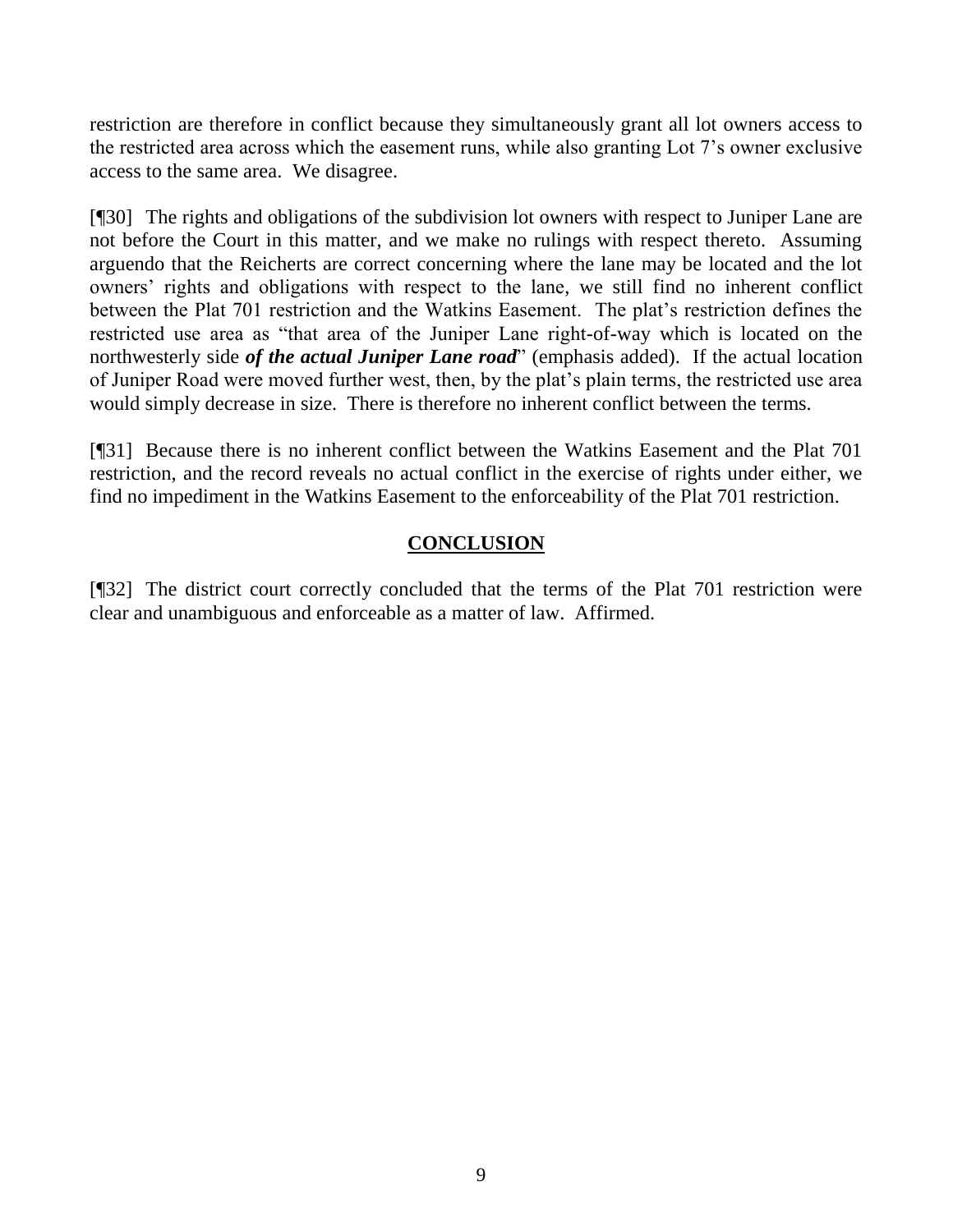restriction are therefore in conflict because they simultaneously grant all lot owners access to the restricted area across which the easement runs, while also granting Lot 7's owner exclusive access to the same area. We disagree.

[¶30] The rights and obligations of the subdivision lot owners with respect to Juniper Lane are not before the Court in this matter, and we make no rulings with respect thereto. Assuming arguendo that the Reicherts are correct concerning where the lane may be located and the lot owners' rights and obligations with respect to the lane, we still find no inherent conflict between the Plat 701 restriction and the Watkins Easement. The plat's restriction defines the restricted use area as "that area of the Juniper Lane right-of-way which is located on the northwesterly side ***of the actual Juniper Lane road***" (emphasis added). If the actual location of Juniper Road were moved further west, then, by the plat's plain terms, the restricted use area would simply decrease in size. There is therefore no inherent conflict between the terms.

[¶31] Because there is no inherent conflict between the Watkins Easement and the Plat 701 restriction, and the record reveals no actual conflict in the exercise of rights under either, we find no impediment in the Watkins Easement to the enforceability of the Plat 701 restriction.

## CONCLUSION

[¶32] The district court correctly concluded that the terms of the Plat 701 restriction were clear and unambiguous and enforceable as a matter of law. Affirmed.